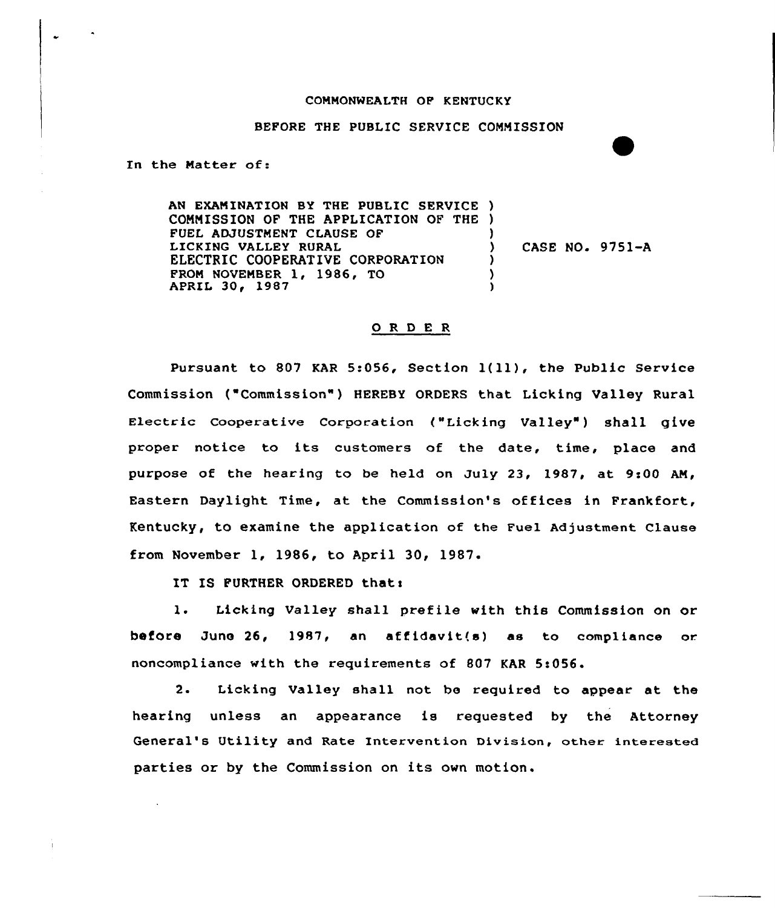COMMONWEALTH OF KENTUCKY

BEFORE THE PUBLIC SERVICE COMMISSION

In the Matter of:

AN EXAMINATION BY THE PUBLIC SERVICE COMMISSION OF THE APPLICATION OF THE FUEL ADJUSTMENT CLAUSE OF LICKING VALLEY RURAL ELECTRIC COOPERATIVE CORPORATION FROM NOVEMBER 1, 1986, TO APRIL 30, 1987 ) CASE NO. 9751-A

# O R D E R

Pursuant to 807 KAR 5:056, Section 1(11), the Public Service Commission ("Commission") HEREBY ORDERS that Licking Valley Rural Electric Cooperative Corporation ("Licking Valley") shall give proper notice to its customers of the date, time, place and purpose of the hearing to be held on July 23, 1987, at 9:00 AM, Eastern Daylight Time, at the Commission's offices in Frankfort, Kentucky, to examine the application of the Fuel Adjustment Clause from November 1, 1986, to April 30, 1987.

IT IS FURTHER ORDERED that:

1. Licking Valley shall prefile with this Commission on or before June 26, 1987, an affidavit(s) as to compliance or noncompliance with the requirements of 807 KAR 5:056.

2. Licking Valley shall not be required to appear at the hearing unless an appearance is requested by the Attorney General's Utility and Rate Intervention Division, other interested parties or by the Commission on its own motion.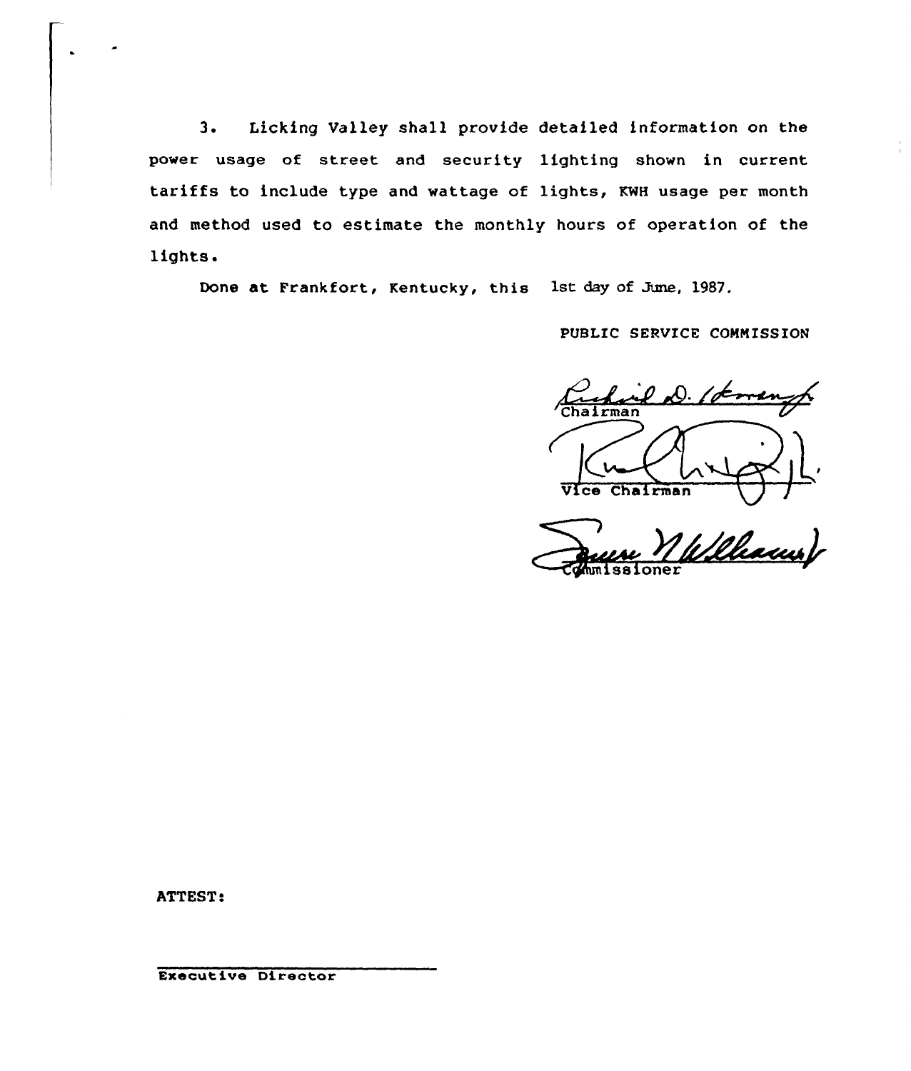3. Licking Valley shall provide detailed information on the power usage of street and security lighting shown in current tariffs to include type and wattage of lights, KWH usage per month and method used to estimate the monthly hours of operation of the lights.

Done at Frankfort, Kentucky, this 1st day of June, 1987.

PUBLIC SERVICE COMMISSION

Chairman

Vice Chairman

Commissioner

ATTEST:

Executive Director